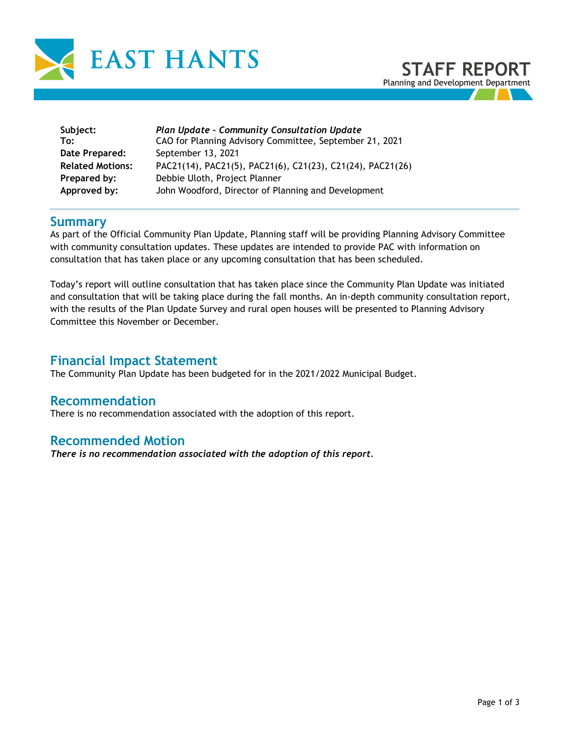EAST HANTS

# STAFF REPORT

Planning and Development Department

**Subject:** *Plan Update – Community Consultation Update*
**To:** CAO for Planning Advisory Committee, September 21, 2021
**Date Prepared:** September 13, 2021
**Related Motions:** PAC21(14), PAC21(5), PAC21(6), C21(23), C21(24), PAC21(26)
**Prepared by:** Debbie Uloth, Project Planner
**Approved by:** John Woodford, Director of Planning and Development

## Summary

As part of the Official Community Plan Update, Planning staff will be providing Planning Advisory Committee with community consultation updates. These updates are intended to provide PAC with information on consultation that has taken place or any upcoming consultation that has been scheduled.

Today's report will outline consultation that has taken place since the Community Plan Update was initiated and consultation that will be taking place during the fall months. An in-depth community consultation report, with the results of the Plan Update Survey and rural open houses will be presented to Planning Advisory Committee this November or December.

## Financial Impact Statement

The Community Plan Update has been budgeted for in the 2021/2022 Municipal Budget.

## Recommendation

There is no recommendation associated with the adoption of this report.

## Recommended Motion

***There is no recommendation associated with the adoption of this report.***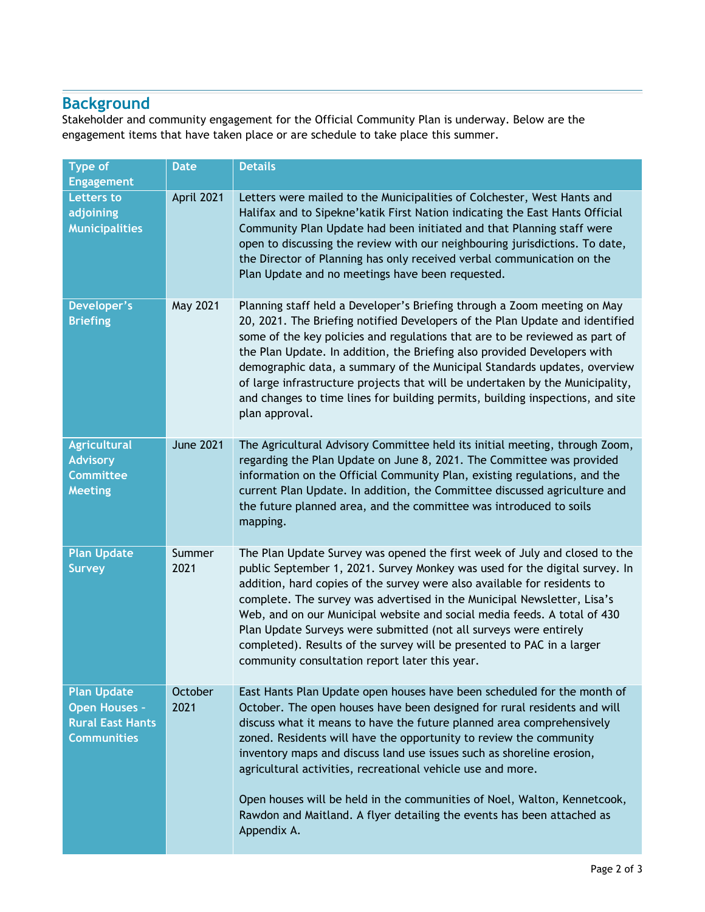## Background

Stakeholder and community engagement for the Official Community Plan is underway. Below are the engagement items that have taken place or are schedule to take place this summer.

| Type of Engagement | Date | Details |
|---|---|---|
| **Letters to adjoining Municipalities** | April 2021 | Letters were mailed to the Municipalities of Colchester, West Hants and Halifax and to Sipekne'katik First Nation indicating the East Hants Official Community Plan Update had been initiated and that Planning staff were open to discussing the review with our neighbouring jurisdictions. To date, the Director of Planning has only received verbal communication on the Plan Update and no meetings have been requested. |
| **Developer's Briefing** | May 2021 | Planning staff held a Developer's Briefing through a Zoom meeting on May 20, 2021. The Briefing notified Developers of the Plan Update and identified some of the key policies and regulations that are to be reviewed as part of the Plan Update. In addition, the Briefing also provided Developers with demographic data, a summary of the Municipal Standards updates, overview of large infrastructure projects that will be undertaken by the Municipality, and changes to time lines for building permits, building inspections, and site plan approval. |
| **Agricultural Advisory Committee Meeting** | June 2021 | The Agricultural Advisory Committee held its initial meeting, through Zoom, regarding the Plan Update on June 8, 2021. The Committee was provided information on the Official Community Plan, existing regulations, and the current Plan Update. In addition, the Committee discussed agriculture and the future planned area, and the committee was introduced to soils mapping. |
| **Plan Update Survey** | Summer 2021 | The Plan Update Survey was opened the first week of July and closed to the public September 1, 2021. Survey Monkey was used for the digital survey. In addition, hard copies of the survey were also available for residents to complete. The survey was advertised in the Municipal Newsletter, Lisa's Web, and on our Municipal website and social media feeds. A total of 430 Plan Update Surveys were submitted (not all surveys were entirely completed). Results of the survey will be presented to PAC in a larger community consultation report later this year. |
| **Plan Update Open Houses - Rural East Hants Communities** | October 2021 | East Hants Plan Update open houses have been scheduled for the month of October. The open houses have been designed for rural residents and will discuss what it means to have the future planned area comprehensively zoned. Residents will have the opportunity to review the community inventory maps and discuss land use issues such as shoreline erosion, agricultural activities, recreational vehicle use and more.<br><br>Open houses will be held in the communities of Noel, Walton, Kennetcook, Rawdon and Maitland. A flyer detailing the events has been attached as Appendix A. |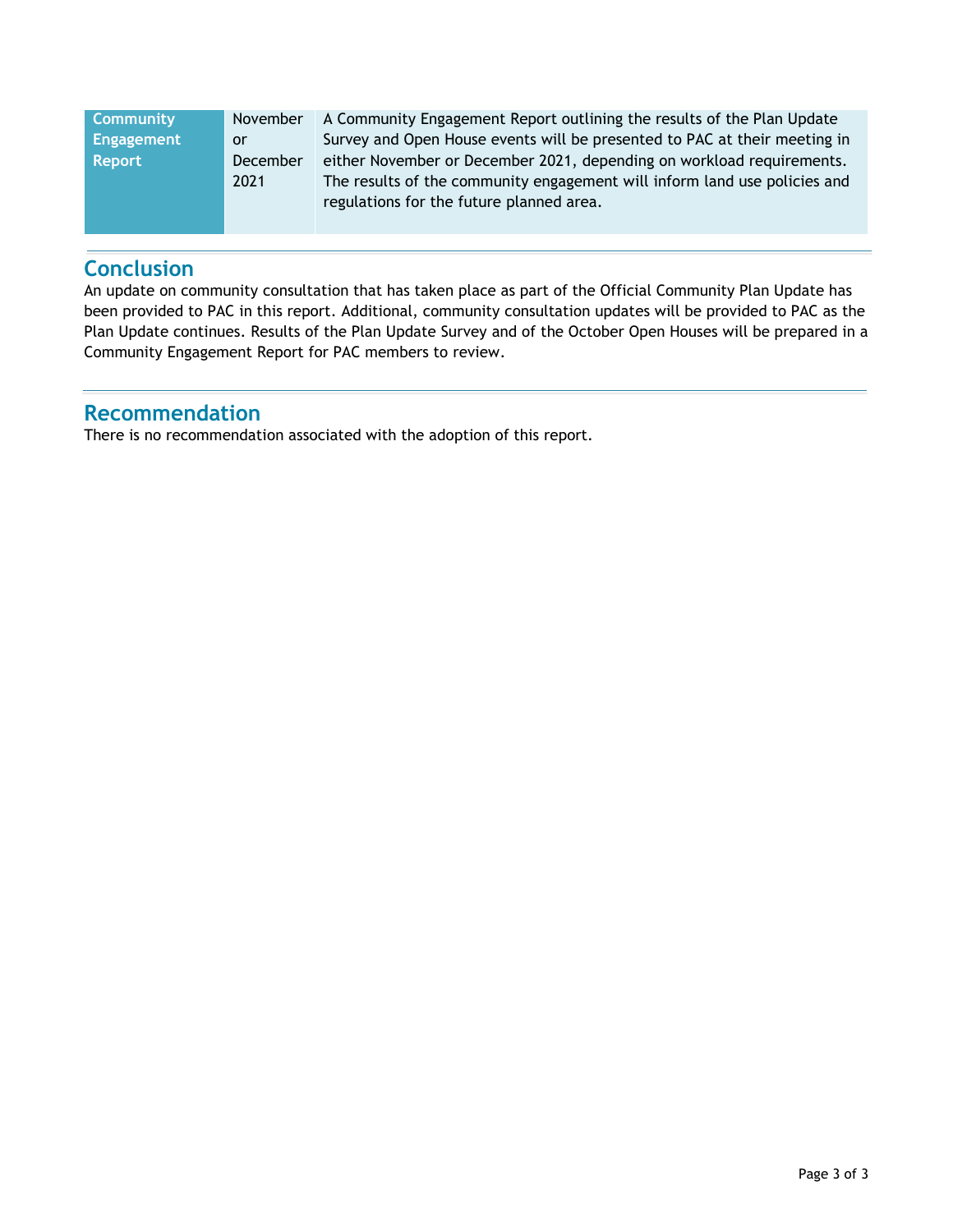| | | |
|---|---|---|
| **Community Engagement Report** | November or December 2021 | A Community Engagement Report outlining the results of the Plan Update Survey and Open House events will be presented to PAC at their meeting in either November or December 2021, depending on workload requirements. The results of the community engagement will inform land use policies and regulations for the future planned area. |

## Conclusion

An update on community consultation that has taken place as part of the Official Community Plan Update has been provided to PAC in this report. Additional, community consultation updates will be provided to PAC as the Plan Update continues. Results of the Plan Update Survey and of the October Open Houses will be prepared in a Community Engagement Report for PAC members to review.

## Recommendation

There is no recommendation associated with the adoption of this report.